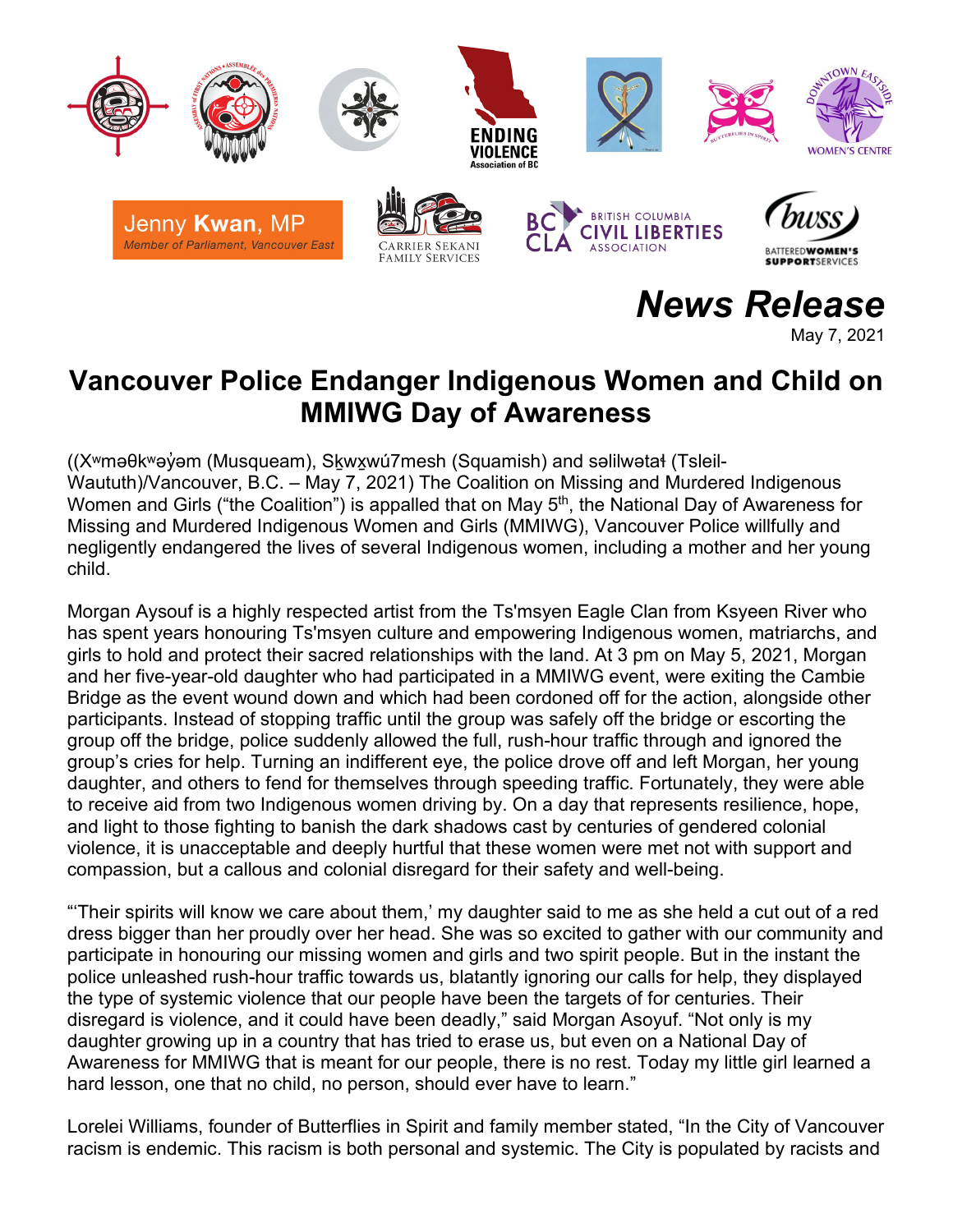Jenny **Kwan**, MP
*Member of Parliament, Vancouver East*

ENDING VIOLENCE Association of BC

DOWNTOWN EASTSIDE WOMEN'S CENTRE

CARRIER SEKANI FAMILY SERVICES

BC CLA BRITISH COLUMBIA CIVIL LIBERTIES ASSOCIATION

bwss BATTERED WOMEN'S SUPPORT SERVICES

# *News Release*

May 7, 2021

## Vancouver Police Endanger Indigenous Women and Child on MMIWG Day of Awareness

((Xʷməθkʷəy̓əm (Musqueam), Sḵwx̱wú7mesh (Squamish) and səlilwətaɬ (Tsleil-Waututh)/Vancouver, B.C. – May 7, 2021) The Coalition on Missing and Murdered Indigenous Women and Girls ("the Coalition") is appalled that on May 5th, the National Day of Awareness for Missing and Murdered Indigenous Women and Girls (MMIWG), Vancouver Police willfully and negligently endangered the lives of several Indigenous women, including a mother and her young child.

Morgan Aysouf is a highly respected artist from the Ts'msyen Eagle Clan from Ksyeen River who has spent years honouring Ts'msyen culture and empowering Indigenous women, matriarchs, and girls to hold and protect their sacred relationships with the land. At 3 pm on May 5, 2021, Morgan and her five-year-old daughter who had participated in a MMIWG event, were exiting the Cambie Bridge as the event wound down and which had been cordoned off for the action, alongside other participants. Instead of stopping traffic until the group was safely off the bridge or escorting the group off the bridge, police suddenly allowed the full, rush-hour traffic through and ignored the group's cries for help. Turning an indifferent eye, the police drove off and left Morgan, her young daughter, and others to fend for themselves through speeding traffic. Fortunately, they were able to receive aid from two Indigenous women driving by. On a day that represents resilience, hope, and light to those fighting to banish the dark shadows cast by centuries of gendered colonial violence, it is unacceptable and deeply hurtful that these women were met not with support and compassion, but a callous and colonial disregard for their safety and well-being.

"'Their spirits will know we care about them,' my daughter said to me as she held a cut out of a red dress bigger than her proudly over her head. She was so excited to gather with our community and participate in honouring our missing women and girls and two spirit people. But in the instant the police unleashed rush-hour traffic towards us, blatantly ignoring our calls for help, they displayed the type of systemic violence that our people have been the targets of for centuries. Their disregard is violence, and it could have been deadly," said Morgan Asoyuf. "Not only is my daughter growing up in a country that has tried to erase us, but even on a National Day of Awareness for MMIWG that is meant for our people, there is no rest. Today my little girl learned a hard lesson, one that no child, no person, should ever have to learn."

Lorelei Williams, founder of Butterflies in Spirit and family member stated, "In the City of Vancouver racism is endemic. This racism is both personal and systemic. The City is populated by racists and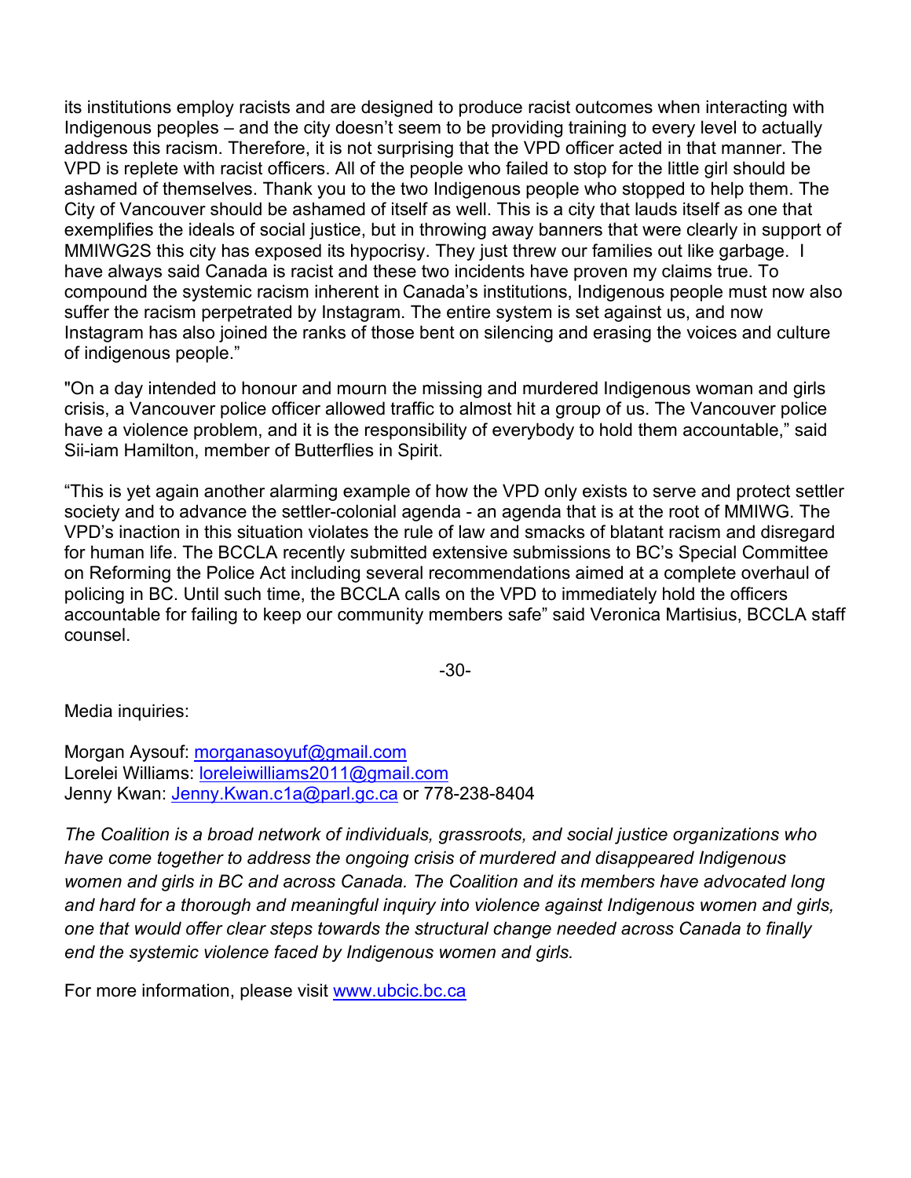its institutions employ racists and are designed to produce racist outcomes when interacting with Indigenous peoples – and the city doesn't seem to be providing training to every level to actually address this racism. Therefore, it is not surprising that the VPD officer acted in that manner. The VPD is replete with racist officers. All of the people who failed to stop for the little girl should be ashamed of themselves. Thank you to the two Indigenous people who stopped to help them. The City of Vancouver should be ashamed of itself as well. This is a city that lauds itself as one that exemplifies the ideals of social justice, but in throwing away banners that were clearly in support of MMIWG2S this city has exposed its hypocrisy. They just threw our families out like garbage. I have always said Canada is racist and these two incidents have proven my claims true. To compound the systemic racism inherent in Canada's institutions, Indigenous people must now also suffer the racism perpetrated by Instagram. The entire system is set against us, and now Instagram has also joined the ranks of those bent on silencing and erasing the voices and culture of indigenous people."

"On a day intended to honour and mourn the missing and murdered Indigenous woman and girls crisis, a Vancouver police officer allowed traffic to almost hit a group of us. The Vancouver police have a violence problem, and it is the responsibility of everybody to hold them accountable," said Sii-iam Hamilton, member of Butterflies in Spirit.

"This is yet again another alarming example of how the VPD only exists to serve and protect settler society and to advance the settler-colonial agenda - an agenda that is at the root of MMIWG. The VPD's inaction in this situation violates the rule of law and smacks of blatant racism and disregard for human life. The BCCLA recently submitted extensive submissions to BC's Special Committee on Reforming the Police Act including several recommendations aimed at a complete overhaul of policing in BC. Until such time, the BCCLA calls on the VPD to immediately hold the officers accountable for failing to keep our community members safe" said Veronica Martisius, BCCLA staff counsel.

-30-

Media inquiries:

Morgan Aysouf: morganasoyuf@gmail.com
Lorelei Williams: loreleiwilliams2011@gmail.com
Jenny Kwan: Jenny.Kwan.c1a@parl.gc.ca or 778-238-8404

*The Coalition is a broad network of individuals, grassroots, and social justice organizations who have come together to address the ongoing crisis of murdered and disappeared Indigenous women and girls in BC and across Canada. The Coalition and its members have advocated long and hard for a thorough and meaningful inquiry into violence against Indigenous women and girls, one that would offer clear steps towards the structural change needed across Canada to finally end the systemic violence faced by Indigenous women and girls.*

For more information, please visit www.ubcic.bc.ca